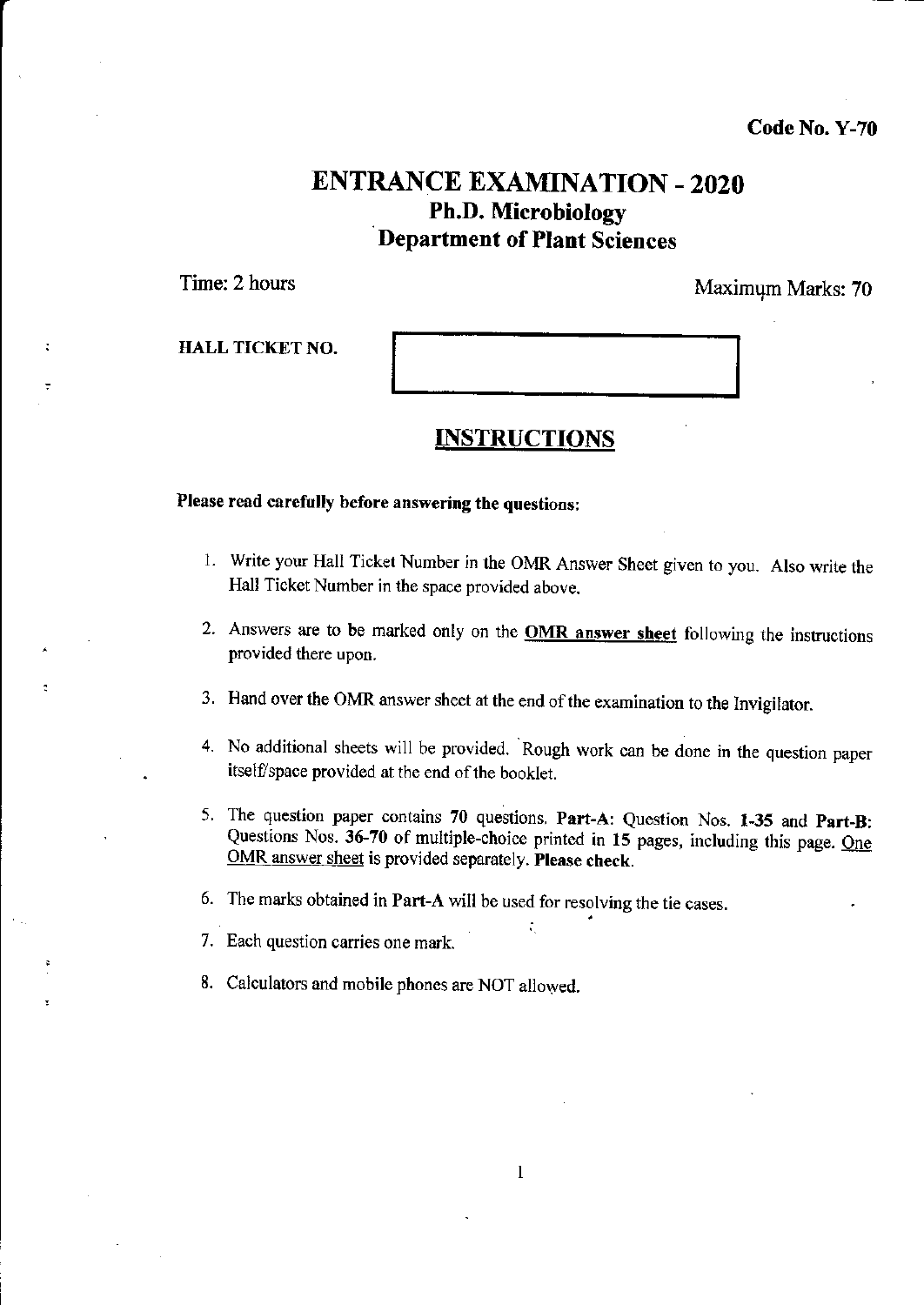**Code No. Y-70**

# ENTRANCE EXAMINATION - 2020

## Ph.D. Microbiology

## Department of Plant Sciences

Time: 2 hours

Maximum Marks: 70

HALL TICKET NO.

## INSTRUCTIONS

**Please read carefully before answering the questions:**

1. Write your Hall Ticket Number in the OMR Answer Sheet given to you. Also write the Hall Ticket Number in the space provided above.
2. Answers are to be marked only on the **OMR answer sheet** following the instructions provided there upon.
3. Hand over the OMR answer sheet at the end of the examination to the Invigilator.
4. No additional sheets will be provided. Rough work can be done in the question paper itself/space provided at the end of the booklet.
5. The question paper contains 70 questions. **Part-A**: Question Nos. **1-35** and **Part-B**: Questions Nos. **36-70** of multiple-choice printed in **15** pages, including this page. One OMR answer sheet is provided separately. **Please check**.
6. The marks obtained in **Part-A** will be used for resolving the tie cases.
7. Each question carries one mark.
8. Calculators and mobile phones are NOT allowed.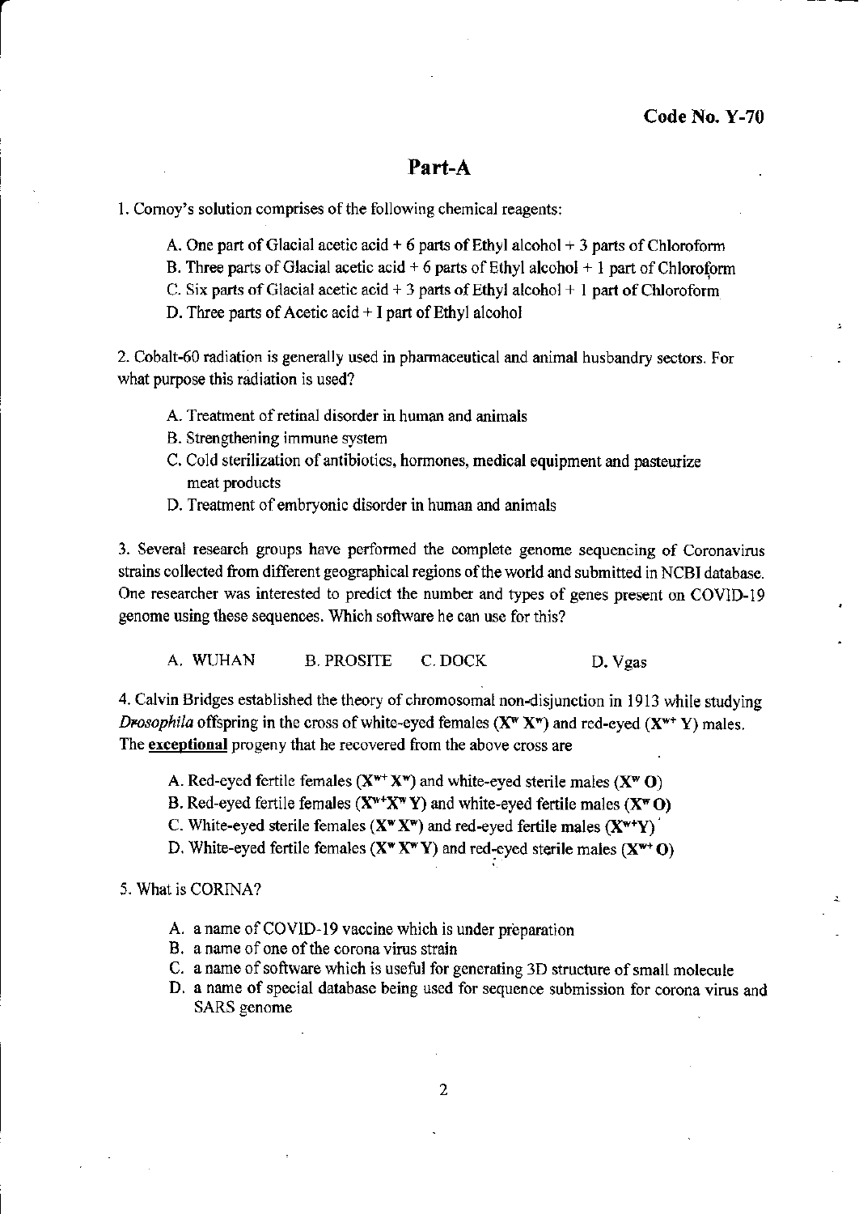Code No. Y-70

## Part-A

1. Cornoy's solution comprises of the following chemical reagents:

   A. One part of Glacial acetic acid + 6 parts of Ethyl alcohol + 3 parts of Chloroform
   B. Three parts of Glacial acetic acid + 6 parts of Ethyl alcohol + 1 part of Chloroform
   C. Six parts of Glacial acetic acid + 3 parts of Ethyl alcohol + 1 part of Chloroform
   D. Three parts of Acetic acid + I part of Ethyl alcohol

2. Cobalt-60 radiation is generally used in pharmaceutical and animal husbandry sectors. For what purpose this radiation is used?

   A. Treatment of retinal disorder in human and animals
   B. Strengthening immune system
   C. Cold sterilization of antibiotics, hormones, medical equipment and pasteurize meat products
   D. Treatment of embryonic disorder in human and animals

3. Several research groups have performed the complete genome sequencing of Coronavirus strains collected from different geographical regions of the world and submitted in NCBI database. One researcher was interested to predict the number and types of genes present on COVID-19 genome using these sequences. Which software he can use for this?

   A. WUHAN  B. PROSITE  C. DOCK  D. Vgas

4. Calvin Bridges established the theory of chromosomal non-disjunction in 1913 while studying *Drosophila* offspring in the cross of white-eyed females ($X^w X^w$) and red-eyed ($X^{w+} Y$) males. The **exceptional** progeny that he recovered from the above cross are

   A. Red-eyed fertile females ($X^{w+} X^w$) and white-eyed sterile males ($X^w$ **O**)
   B. Red-eyed fertile females ($X^{w+}X^w Y$) and white-eyed fertile males ($X^w$ **O**)
   C. White-eyed sterile females ($X^w X^w$) and red-eyed fertile males ($X^{w+}Y$)
   D. White-eyed fertile females ($X^w X^w Y$) and red-eyed sterile males ($X^{w+}$ **O**)

5. What is CORINA?

   A. a name of COVID-19 vaccine which is under preparation
   B. a name of one of the corona virus strain
   C. a name of software which is useful for generating 3D structure of small molecule
   D. a name of special database being used for sequence submission for corona virus and SARS genome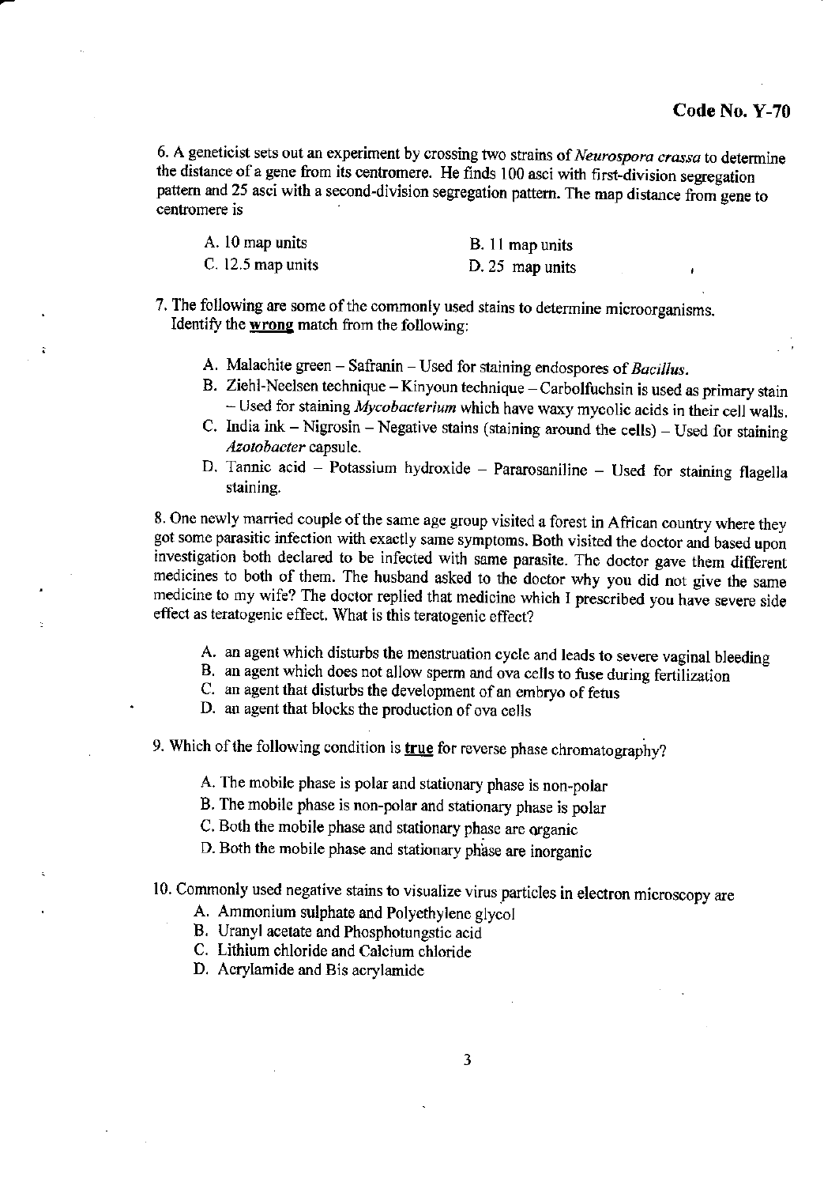**Code No. Y-70**

6. A geneticist sets out an experiment by crossing two strains of *Neurospora crassa* to determine the distance of a gene from its centromere. He finds 100 asci with first-division segregation pattern and 25 asci with a second-division segregation pattern. The map distance from gene to centromere is

A. 10 map units  
B. 11 map units  
C. 12.5 map units  
D. 25 map units

7. The following are some of the commonly used stains to determine microorganisms. Identify the **wrong** match from the following:

A. Malachite green – Safranin – Used for staining endospores of *Bacillus*.  
B. Ziehl-Neelsen technique – Kinyoun technique – Carbolfuchsin is used as primary stain – Used for staining *Mycobacterium* which have waxy mycolic acids in their cell walls.  
C. India ink – Nigrosin – Negative stains (staining around the cells) – Used for staining *Azotobacter* capsule.  
D. Tannic acid – Potassium hydroxide – Pararosaniline – Used for staining flagella staining.

8. One newly married couple of the same age group visited a forest in African country where they got some parasitic infection with exactly same symptoms. Both visited the doctor and based upon investigation both declared to be infected with same parasite. The doctor gave them different medicines to both of them. The husband asked to the doctor why you did not give the same medicine to my wife? The doctor replied that medicine which I prescribed you have severe side effect as teratogenic effect. What is this teratogenic effect?

A. an agent which disturbs the menstruation cycle and leads to severe vaginal bleeding  
B. an agent which does not allow sperm and ova cells to fuse during fertilization  
C. an agent that disturbs the development of an embryo of fetus  
D. an agent that blocks the production of ova cells

9. Which of the following condition is **true** for reverse phase chromatography?

A. The mobile phase is polar and stationary phase is non-polar  
B. The mobile phase is non-polar and stationary phase is polar  
C. Both the mobile phase and stationary phase are organic  
D. Both the mobile phase and stationary phase are inorganic

10. Commonly used negative stains to visualize virus particles in electron microscopy are

A. Ammonium sulphate and Polyethylene glycol  
B. Uranyl acetate and Phosphotungstic acid  
C. Lithium chloride and Calcium chloride  
D. Acrylamide and Bis acrylamide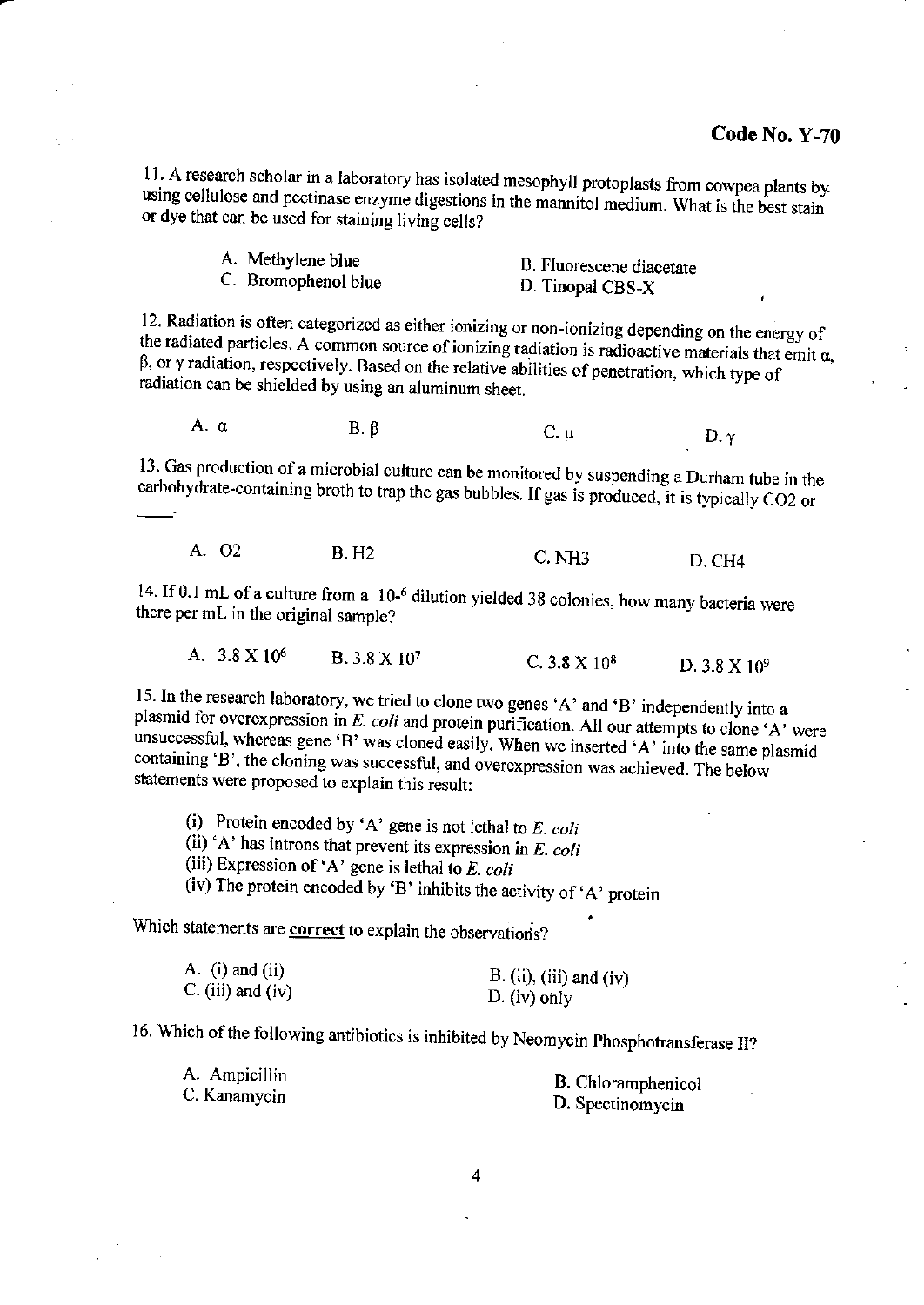**Code No. Y-70**

11. A research scholar in a laboratory has isolated mesophyll protoplasts from cowpea plants by using cellulose and pectinase enzyme digestions in the mannitol medium. What is the best stain or dye that can be used for staining living cells?

A. Methylene blue
B. Fluorescene diacetate
C. Bromophenol blue
D. Tinopal CBS-X

12. Radiation is often categorized as either ionizing or non-ionizing depending on the energy of the radiated particles. A common source of ionizing radiation is radioactive materials that emit $\alpha$, $\beta$, or $\gamma$ radiation, respectively. Based on the relative abilities of penetration, which type of radiation can be shielded by using an aluminum sheet.

A. $\alpha$
B. $\beta$
C. $\mu$
D. $\gamma$

13. Gas production of a microbial culture can be monitored by suspending a Durham tube in the carbohydrate-containing broth to trap the gas bubbles. If gas is produced, it is typically CO2 or \_\_\_\_.

A. O2
B. H2
C. NH3
D. CH4

14. If 0.1 mL of a culture from a $10^{-6}$ dilution yielded 38 colonies, how many bacteria were there per mL in the original sample?

A. $3.8 \times 10^{6}$
B. $3.8 \times 10^{7}$
C. $3.8 \times 10^{8}$
D. $3.8 \times 10^{9}$

15. In the research laboratory, we tried to clone two genes 'A' and 'B' independently into a plasmid for overexpression in *E. coli* and protein purification. All our attempts to clone 'A' were unsuccessful, whereas gene 'B' was cloned easily. When we inserted 'A' into the same plasmid containing 'B', the cloning was successful, and overexpression was achieved. The below statements were proposed to explain this result:

(i) Protein encoded by 'A' gene is not lethal to *E. coli*
(ii) 'A' has introns that prevent its expression in *E. coli*
(iii) Expression of 'A' gene is lethal to *E. coli*
(iv) The protein encoded by 'B' inhibits the activity of 'A' protein

Which statements are **correct** to explain the observations?

A. (i) and (ii)
B. (ii), (iii) and (iv)
C. (iii) and (iv)
D. (iv) only

16. Which of the following antibiotics is inhibited by Neomycin Phosphotransferase II?

A. Ampicillin
B. Chloramphenicol
C. Kanamycin
D. Spectinomycin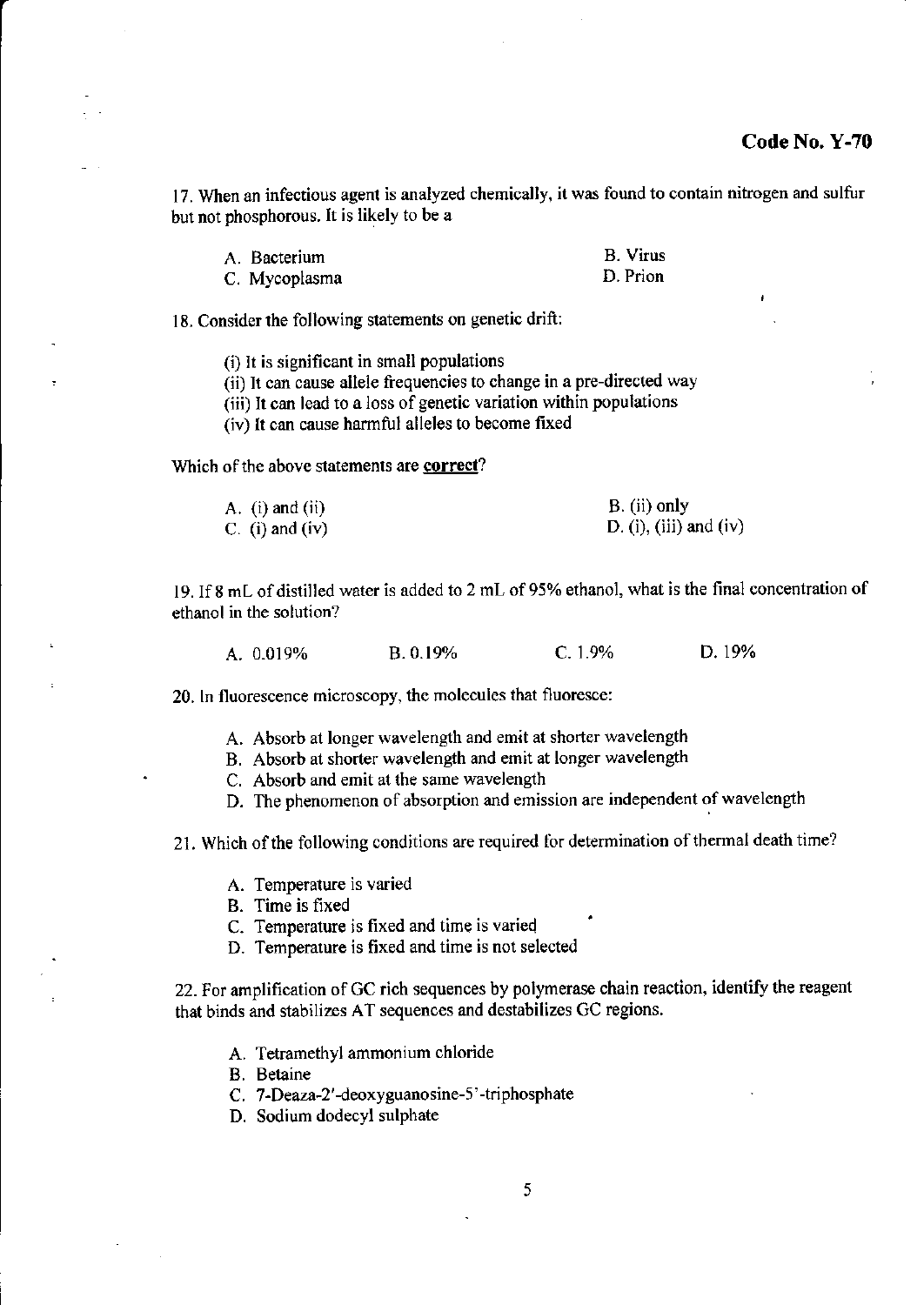17. When an infectious agent is analyzed chemically, it was found to contain nitrogen and sulfur but not phosphorous. It is likely to be a

A. Bacterium
B. Virus
C. Mycoplasma
D. Prion

18. Consider the following statements on genetic drift:

(i) It is significant in small populations
(ii) It can cause allele frequencies to change in a pre-directed way
(iii) It can lead to a loss of genetic variation within populations
(iv) It can cause harmful alleles to become fixed

Which of the above statements are **correct**?

A. (i) and (ii)
B. (ii) only
C. (i) and (iv)
D. (i), (iii) and (iv)

19. If 8 mL of distilled water is added to 2 mL of 95% ethanol, what is the final concentration of ethanol in the solution?

A. 0.019%
B. 0.19%
C. 1.9%
D. 19%

20. In fluorescence microscopy, the molecules that fluoresce:

A. Absorb at longer wavelength and emit at shorter wavelength
B. Absorb at shorter wavelength and emit at longer wavelength
C. Absorb and emit at the same wavelength
D. The phenomenon of absorption and emission are independent of wavelength

21. Which of the following conditions are required for determination of thermal death time?

A. Temperature is varied
B. Time is fixed
C. Temperature is fixed and time is varied
D. Temperature is fixed and time is not selected

22. For amplification of GC rich sequences by polymerase chain reaction, identify the reagent that binds and stabilizes AT sequences and destabilizes GC regions.

A. Tetramethyl ammonium chloride
B. Betaine
C. 7-Deaza-2'-deoxyguanosine-5'-triphosphate
D. Sodium dodecyl sulphate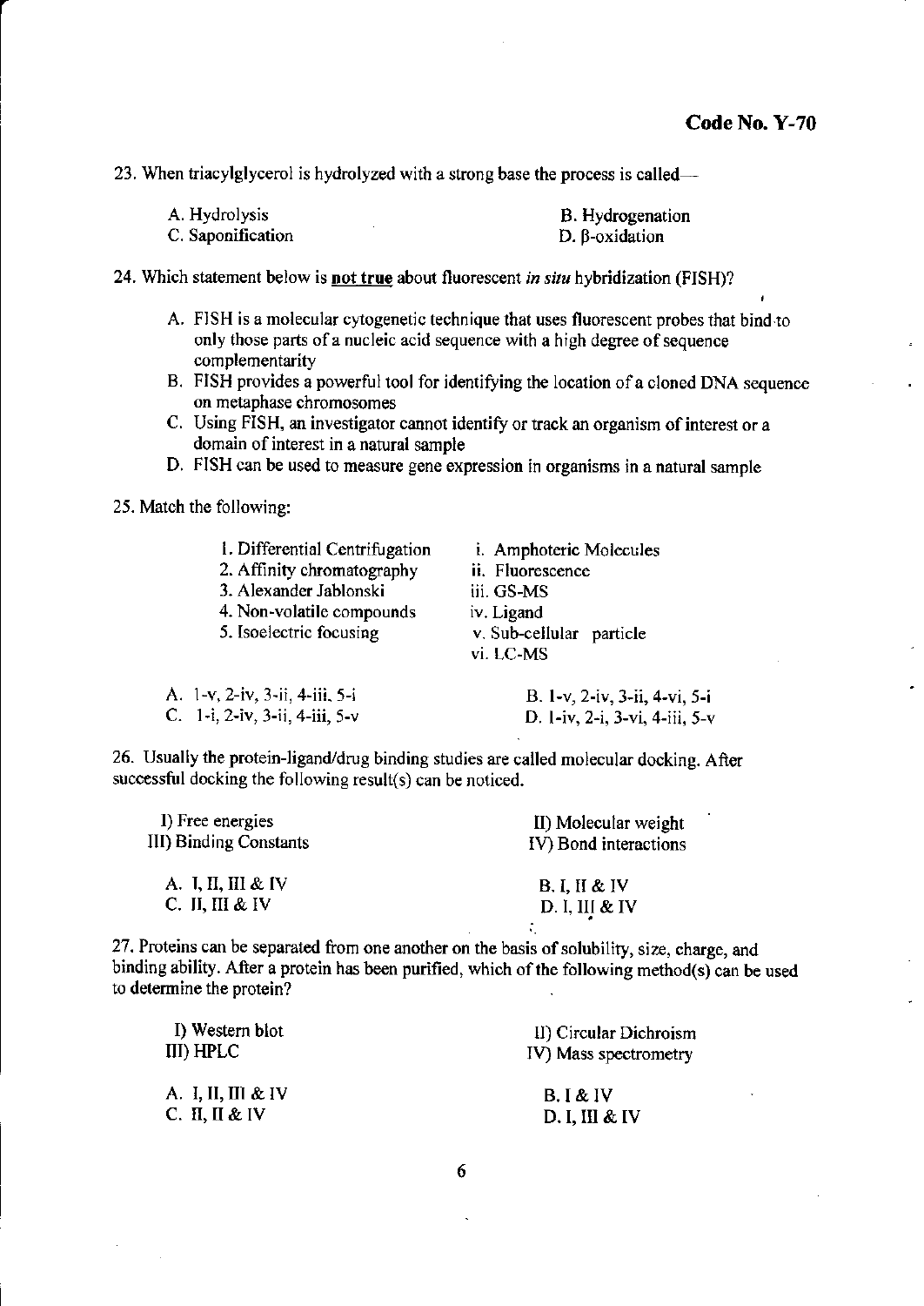**Code No. Y-70**

23. When triacylglycerol is hydrolyzed with a strong base the process is called—

A. Hydrolysis B. Hydrogenation
C. Saponification D. β-oxidation

24. Which statement below is **not true** about fluorescent *in situ* hybridization (FISH)?

A. FISH is a molecular cytogenetic technique that uses fluorescent probes that bind to only those parts of a nucleic acid sequence with a high degree of sequence complementarity
B. FISH provides a powerful tool for identifying the location of a cloned DNA sequence on metaphase chromosomes
C. Using FISH, an investigator cannot identify or track an organism of interest or a domain of interest in a natural sample
D. FISH can be used to measure gene expression in organisms in a natural sample

25. Match the following:

| | |
|---|---|
| 1. Differential Centrifugation | i. Amphoteric Molecules |
| 2. Affinity chromatography | ii. Fluorescence |
| 3. Alexander Jablonski | iii. GS-MS |
| 4. Non-volatile compounds | iv. Ligand |
| 5. Isoelectric focusing | v. Sub-cellular particle |
| | vi. LC-MS |

A. 1-v, 2-iv, 3-ii, 4-iii, 5-i B. 1-v, 2-iv, 3-ii, 4-vi, 5-i
C. 1-i, 2-iv, 3-ii, 4-iii, 5-v D. 1-iv, 2-i, 3-vi, 4-iii, 5-v

26. Usually the protein-ligand/drug binding studies are called molecular docking. After successful docking the following result(s) can be noticed.

I) Free energies II) Molecular weight
III) Binding Constants IV) Bond interactions

A. I, II, III & IV B. I, II & IV
C. II, III & IV D. I, III & IV

27. Proteins can be separated from one another on the basis of solubility, size, charge, and binding ability. After a protein has been purified, which of the following method(s) can be used to determine the protein?

I) Western blot II) Circular Dichroism
III) HPLC IV) Mass spectrometry

A. I, II, III & IV B. I & IV
C. II, II & IV D. I, III & IV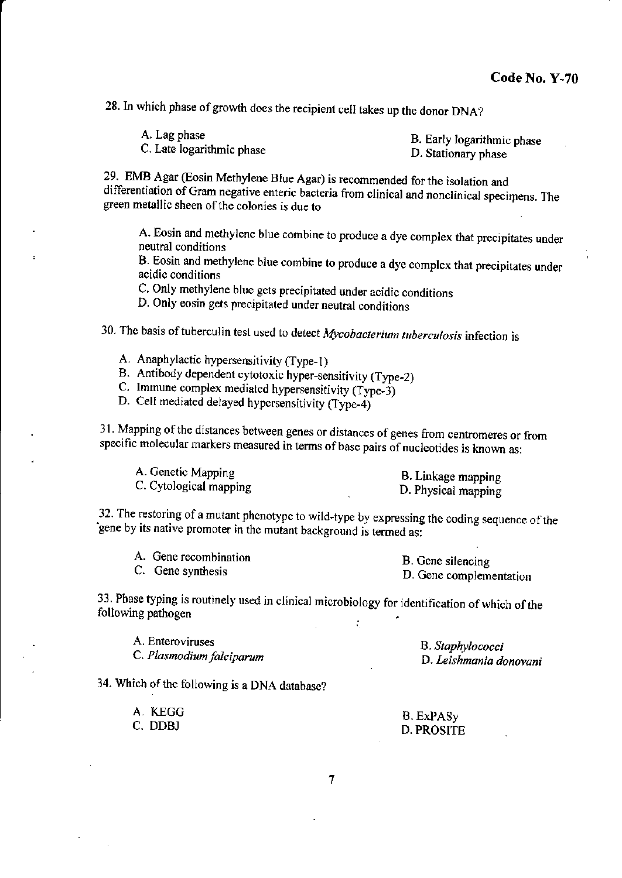28. In which phase of growth does the recipient cell takes up the donor DNA?

A. Lag phase
B. Early logarithmic phase
C. Late logarithmic phase
D. Stationary phase

29. EMB Agar (Eosin Methylene Blue Agar) is recommended for the isolation and differentiation of Gram negative enteric bacteria from clinical and nonclinical specimens. The green metallic sheen of the colonies is due to

A. Eosin and methylene blue combine to produce a dye complex that precipitates under neutral conditions
B. Eosin and methylene blue combine to produce a dye complex that precipitates under acidic conditions
C. Only methylene blue gets precipitated under acidic conditions
D. Only eosin gets precipitated under neutral conditions

30. The basis of tuberculin test used to detect *Mycobacterium tuberculosis* infection is

A. Anaphylactic hypersensitivity (Type-1)
B. Antibody dependent cytotoxic hyper-sensitivity (Type-2)
C. Immune complex mediated hypersensitivity (Type-3)
D. Cell mediated delayed hypersensitivity (Type-4)

31. Mapping of the distances between genes or distances of genes from centromeres or from specific molecular markers measured in terms of base pairs of nucleotides is known as:

A. Genetic Mapping
B. Linkage mapping
C. Cytological mapping
D. Physical mapping

32. The restoring of a mutant phenotype to wild-type by expressing the coding sequence of the gene by its native promoter in the mutant background is termed as:

A. Gene recombination
B. Gene silencing
C. Gene synthesis
D. Gene complementation

33. Phase typing is routinely used in clinical microbiology for identification of which of the following pathogen

A. Enteroviruses
B. *Staphylococci*
C. *Plasmodium falciparum*
D. *Leishmania donovani*

34. Which of the following is a DNA database?

A. KEGG
B. ExPASy
C. DDBJ
D. PROSITE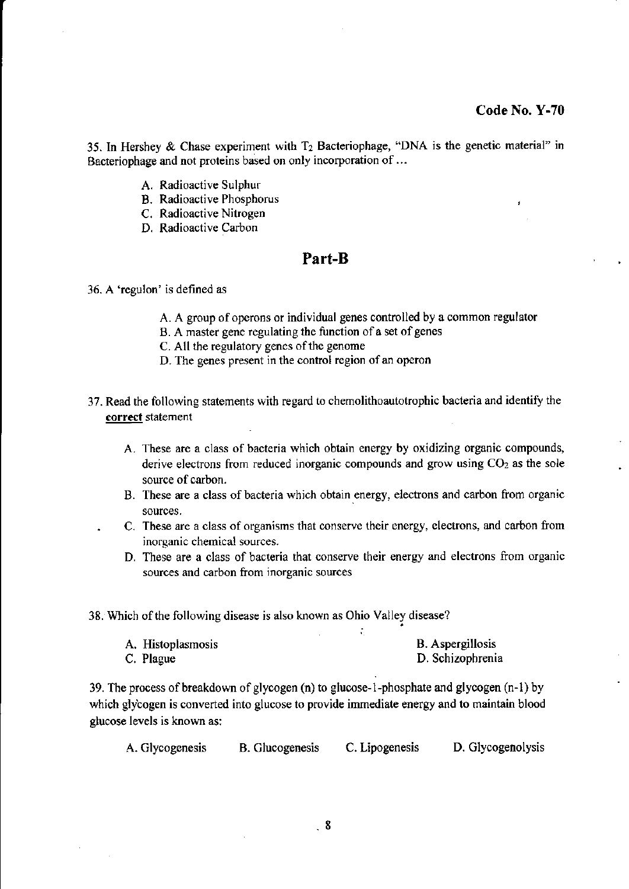35. In Hershey & Chase experiment with $T_2$ Bacteriophage, "DNA is the genetic material" in Bacteriophage and not proteins based on only incorporation of ...

A. Radioactive Sulphur
B. Radioactive Phosphorus
C. Radioactive Nitrogen
D. Radioactive Carbon

## Part-B

36. A 'regulon' is defined as

A. A group of operons or individual genes controlled by a common regulator
B. A master gene regulating the function of a set of genes
C. All the regulatory genes of the genome
D. The genes present in the control region of an operon

37. Read the following statements with regard to chemolithoautotrophic bacteria and identify the **correct** statement

A. These are a class of bacteria which obtain energy by oxidizing organic compounds, derive electrons from reduced inorganic compounds and grow using $CO_2$ as the sole source of carbon.
B. These are a class of bacteria which obtain energy, electrons and carbon from organic sources.
C. These are a class of organisms that conserve their energy, electrons, and carbon from inorganic chemical sources.
D. These are a class of bacteria that conserve their energy and electrons from organic sources and carbon from inorganic sources

38. Which of the following disease is also known as Ohio Valley disease?

A. Histoplasmosis
B. Aspergillosis
C. Plague
D. Schizophrenia

39. The process of breakdown of glycogen (n) to glucose-1-phosphate and glycogen (n-1) by which glycogen is converted into glucose to provide immediate energy and to maintain blood glucose levels is known as:

A. Glycogenesis
B. Glucogenesis
C. Lipogenesis
D. Glycogenolysis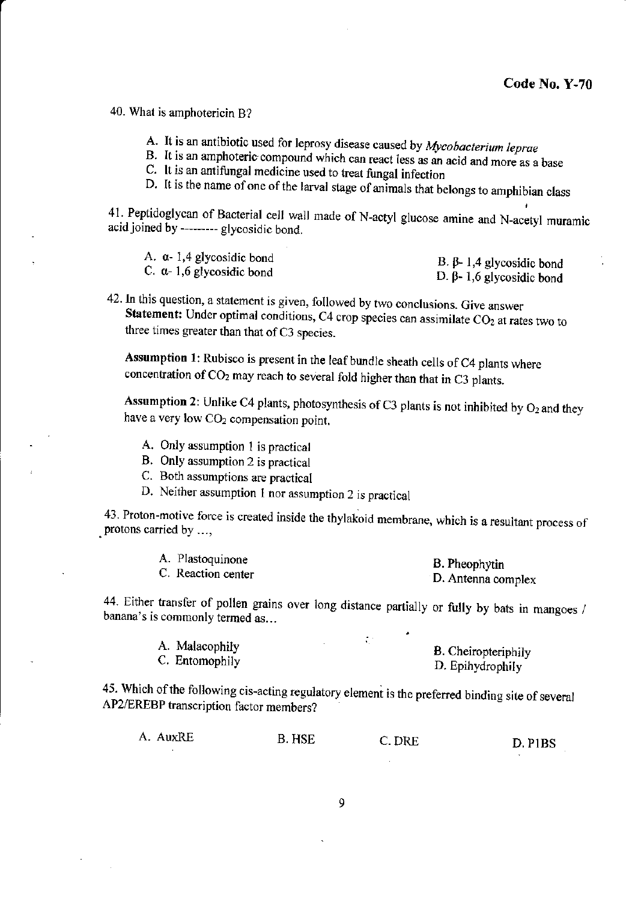40. What is amphotericin B?

A. It is an antibiotic used for leprosy disease caused by *Mycobacterium leprae*
B. It is an amphoteric compound which can react less as an acid and more as a base
C. It is an antifungal medicine used to treat fungal infection
D. It is the name of one of the larval stage of animals that belongs to amphibian class

41. Peptidoglycan of Bacterial cell wall made of N-actyl glucose amine and N-acetyl muramic acid joined by --------- glycosidic bond.

A. α- 1,4 glycosidic bond
B. β- 1,4 glycosidic bond
C. α- 1,6 glycosidic bond
D. β- 1,6 glycosidic bond

42. In this question, a statement is given, followed by two conclusions. Give answer
**Statement:** Under optimal conditions, C4 crop species can assimilate $CO_2$ at rates two to three times greater than that of C3 species.

**Assumption 1**: Rubisco is present in the leaf bundle sheath cells of C4 plants where concentration of $CO_2$ may reach to several fold higher than that in C3 plants.

**Assumption 2**: Unlike C4 plants, photosynthesis of C3 plants is not inhibited by $O_2$ and they have a very low $CO_2$ compensation point.

A. Only assumption 1 is practical
B. Only assumption 2 is practical
C. Both assumptions are practical
D. Neither assumption 1 nor assumption 2 is practical

43. Proton-motive force is created inside the thylakoid membrane, which is a resultant process of protons carried by ...,

A. Plastoquinone
B. Pheophytin
C. Reaction center
D. Antenna complex

44. Either transfer of pollen grains over long distance partially or fully by bats in mangoes / banana's is commonly termed as...

A. Malacophily
B. Cheiropteriphily
C. Entomophily
D. Epihydrophily

45. Which of the following cis-acting regulatory element is the preferred binding site of several AP2/EREBP transcription factor members?

A. AuxRE
B. HSE
C. DRE
D. PIBS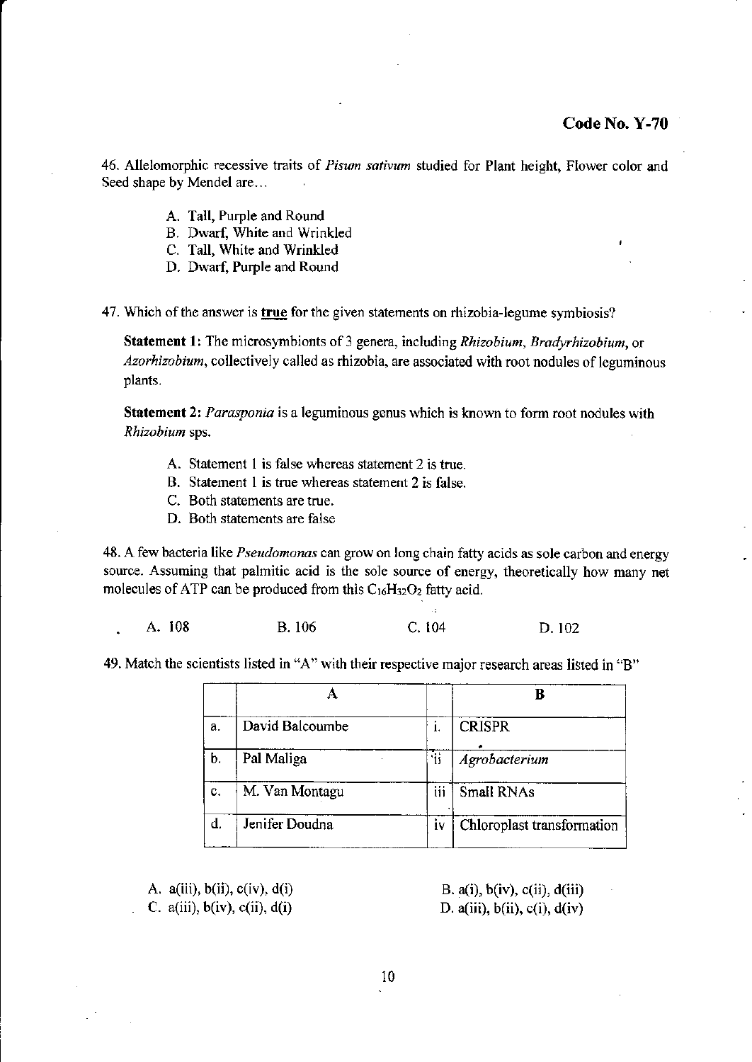**Code No. Y-70**

46. Allelomorphic recessive traits of *Pisum sativum* studied for Plant height, Flower color and Seed shape by Mendel are...

   A. Tall, Purple and Round
   B. Dwarf, White and Wrinkled
   C. Tall, White and Wrinkled
   D. Dwarf, Purple and Round

47. Which of the answer is **true** for the given statements on rhizobia-legume symbiosis?

   **Statement 1:** The microsymbionts of 3 genera, including *Rhizobium*, *Bradyrhizobium*, or *Azorhizobium*, collectively called as rhizobia, are associated with root nodules of leguminous plants.

   **Statement 2:** *Parasponia* is a leguminous genus which is known to form root nodules with *Rhizobium* sps.

   A. Statement 1 is false whereas statement 2 is true.
   B. Statement 1 is true whereas statement 2 is false.
   C. Both statements are true.
   D. Both statements are false

48. A few bacteria like *Pseudomonas* can grow on long chain fatty acids as sole carbon and energy source. Assuming that palmitic acid is the sole source of energy, theoretically how many net molecules of ATP can be produced from this $C_{16}H_{32}O_2$ fatty acid.

   A. 108 &nbsp;&nbsp;&nbsp;&nbsp; B. 106 &nbsp;&nbsp;&nbsp;&nbsp; C. 104 &nbsp;&nbsp;&nbsp;&nbsp; D. 102

49. Match the scientists listed in "A" with their respective major research areas listed in "B"

|  | A |  | B |
|---|---|---|---|
| a. | David Balcoumbe | i. | CRISPR |
| b. | Pal Maliga | ii | *Agrobacterium* |
| c. | M. Van Montagu | iii | Small RNAs |
| d. | Jenifer Doudna | iv | Chloroplast transformation |

   A. a(iii), b(ii), c(iv), d(i)
   B. a(i), b(iv), c(ii), d(iii)
   C. a(iii), b(iv), c(ii), d(i)
   D. a(iii), b(ii), c(i), d(iv)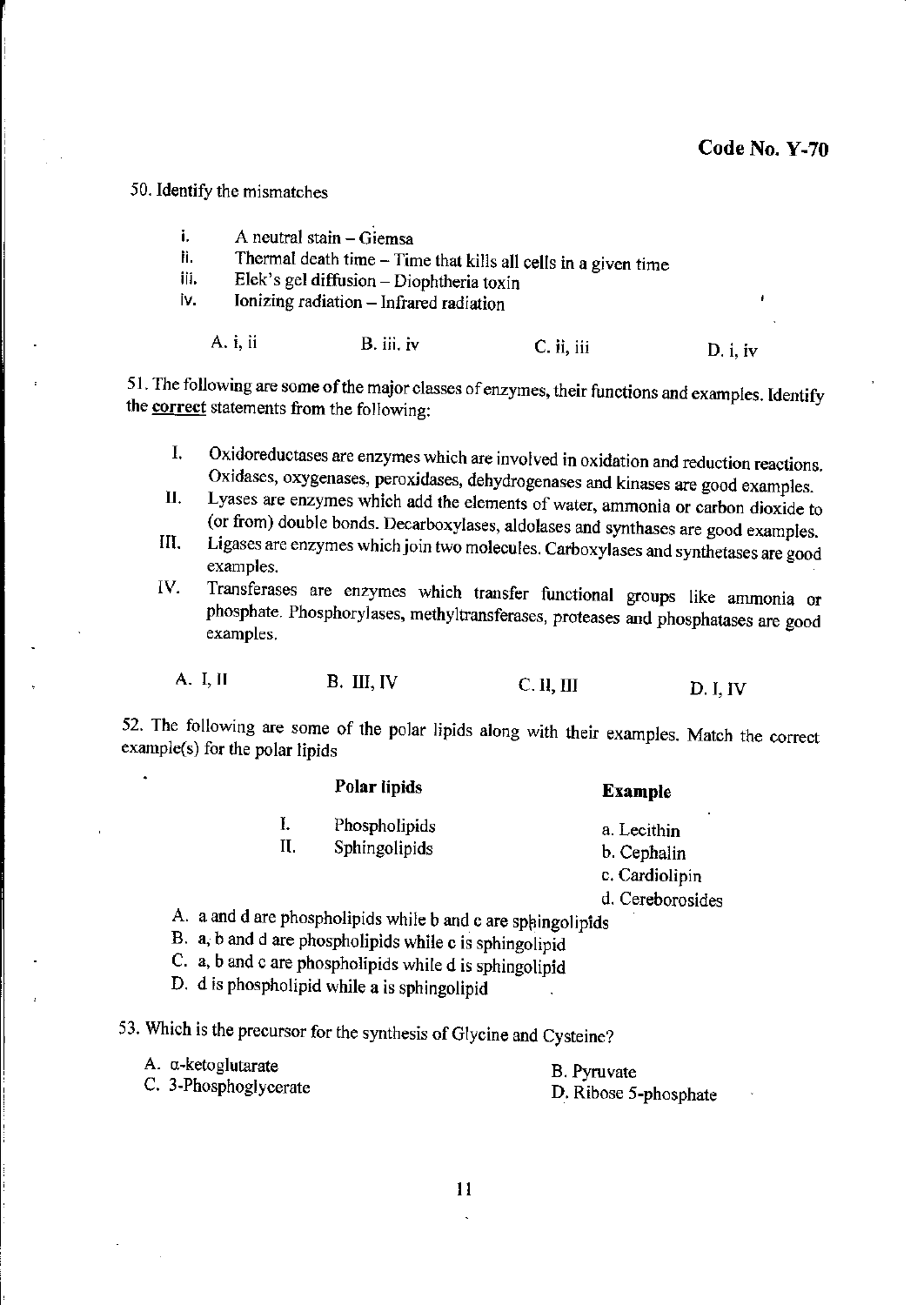50. Identify the mismatches

i. A neutral stain – Giemsa
ii. Thermal death time – Time that kills all cells in a given time
iii. Elek's gel diffusion – Diophtheria toxin
iv. Ionizing radiation – Infrared radiation

A. i, ii B. iii, iv C. ii, iii D. i, iv

51. The following are some of the major classes of enzymes, their functions and examples. Identify the **correct** statements from the following:

I. Oxidoreductases are enzymes which are involved in oxidation and reduction reactions. Oxidases, oxygenases, peroxidases, dehydrogenases and kinases are good examples.
II. Lyases are enzymes which add the elements of water, ammonia or carbon dioxide to (or from) double bonds. Decarboxylases, aldolases and synthases are good examples.
III. Ligases are enzymes which join two molecules. Carboxylases and synthetases are good examples.
IV. Transferases are enzymes which transfer functional groups like ammonia or phosphate. Phosphorylases, methyltransferases, proteases and phosphatases are good examples.

A. I, II B. III, IV C. II, III D. I, IV

52. The following are some of the polar lipids along with their examples. Match the correct example(s) for the polar lipids

| | Polar lipids | Example |
|---|---|---|
| I. | Phospholipids | a. Lecithin |
| II. | Sphingolipids | b. Cephalin |
| | | c. Cardiolipin |
| | | d. Cereborosides |

A. a and d are phospholipids while b and c are sphingolipids
B. a, b and d are phospholipids while c is sphingolipid
C. a, b and c are phospholipids while d is sphingolipid
D. d is phospholipid while a is sphingolipid

53. Which is the precursor for the synthesis of Glycine and Cysteine?

A. α-ketoglutarate
B. Pyruvate
C. 3-Phosphoglycerate
D. Ribose 5-phosphate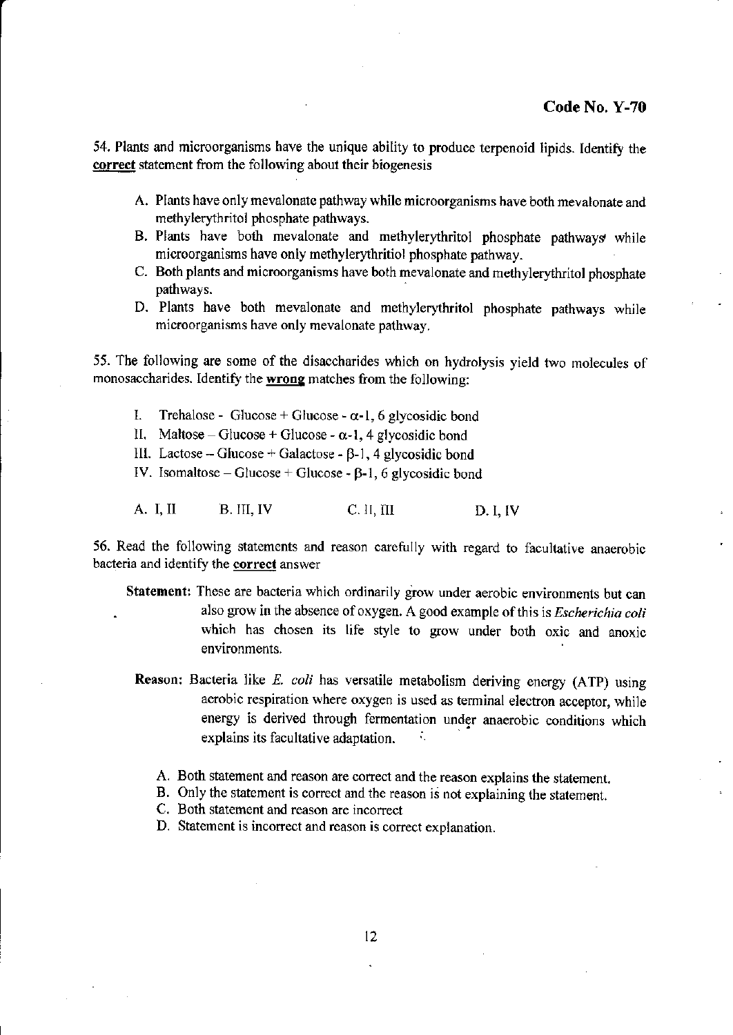54. Plants and microorganisms have the unique ability to produce terpenoid lipids. Identify the **correct** statement from the following about their biogenesis

A. Plants have only mevalonate pathway while microorganisms have both mevalonate and methylerythritol phosphate pathways.
B. Plants have both mevalonate and methylerythritol phosphate pathways while microorganisms have only methylerythritiol phosphate pathway.
C. Both plants and microorganisms have both mevalonate and methylerythritol phosphate pathways.
D. Plants have both mevalonate and methylerythritol phosphate pathways while microorganisms have only mevalonate pathway.

55. The following are some of the disaccharides which on hydrolysis yield two molecules of monosaccharides. Identify the **wrong** matches from the following:

I. Trehalose - Glucose + Glucose - $\alpha$-1, 6 glycosidic bond
II. Maltose – Glucose + Glucose - $\alpha$-1, 4 glycosidic bond
III. Lactose – Glucose + Galactose - $\beta$-1, 4 glycosidic bond
IV. Isomaltose – Glucose + Glucose - $\beta$-1, 6 glycosidic bond

A. I, II B. III, IV C. II, III D. I, IV

56. Read the following statements and reason carefully with regard to facultative anaerobic bacteria and identify the **correct** answer

**Statement:** These are bacteria which ordinarily grow under aerobic environments but can also grow in the absence of oxygen. A good example of this is *Escherichia coli* which has chosen its life style to grow under both oxic and anoxic environments.

**Reason:** Bacteria like *E. coli* has versatile metabolism deriving energy (ATP) using aerobic respiration where oxygen is used as terminal electron acceptor, while energy is derived through fermentation under anaerobic conditions which explains its facultative adaptation.

A. Both statement and reason are correct and the reason explains the statement.
B. Only the statement is correct and the reason is not explaining the statement.
C. Both statement and reason are incorrect
D. Statement is incorrect and reason is correct explanation.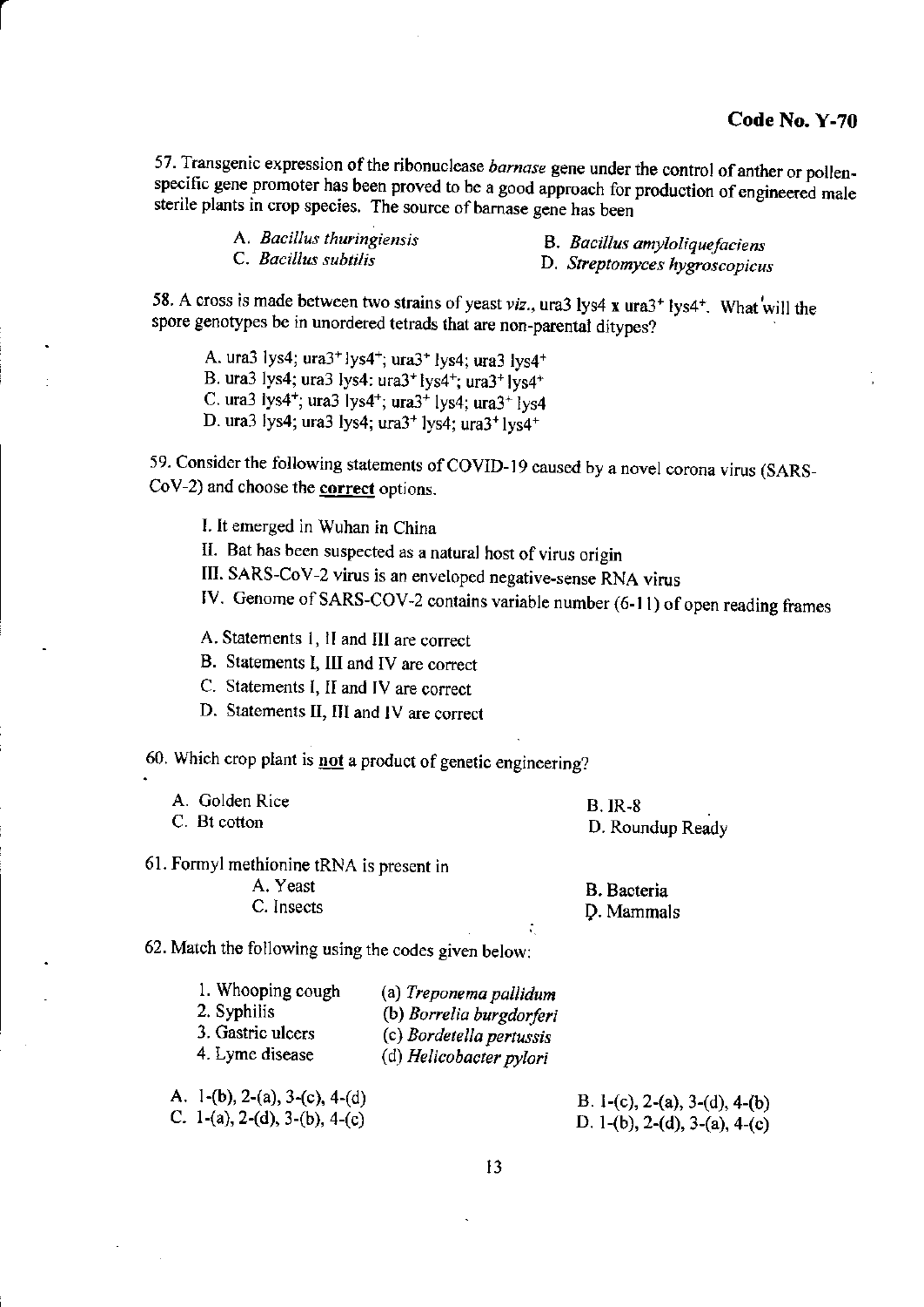**Code No. Y-70**

57. Transgenic expression of the ribonuclease *barnase* gene under the control of anther or pollen-specific gene promoter has been proved to be a good approach for production of engineered male sterile plants in crop species. The source of barnase gene has been

A. *Bacillus thuringiensis*  
B. *Bacillus amyloliquefaciens*  
C. *Bacillus subtilis*  
D. *Streptomyces hygroscopicus*

58. A cross is made between two strains of yeast *viz.*, ura3 lys4 x $ura3^+$ $lys4^+$. What will the spore genotypes be in unordered tetrads that are non-parental ditypes?

A. ura3 lys4; $ura3^+$ $lys4^+$; $ura3^+$ lys4; ura3 $lys4^+$  
B. ura3 lys4; ura3 lys4: $ura3^+$ $lys4^+$; $ura3^+$ $lys4^+$  
C. ura3 $lys4^+$; ura3 $lys4^+$; $ura3^+$ lys4; $ura3^+$ lys4  
D. ura3 lys4; ura3 lys4; $ura3^+$ lys4; $ura3^+$ $lys4^+$

59. Consider the following statements of COVID-19 caused by a novel corona virus (SARS-CoV-2) and choose the **correct** options.

I. It emerged in Wuhan in China  
II. Bat has been suspected as a natural host of virus origin  
III. SARS-CoV-2 virus is an enveloped negative-sense RNA virus  
IV. Genome of SARS-COV-2 contains variable number (6-11) of open reading frames

A. Statements I, II and III are correct  
B. Statements I, III and IV are correct  
C. Statements I, II and IV are correct  
D. Statements II, III and IV are correct

60. Which crop plant is **not** a product of genetic engineering?

A. Golden Rice  
B. IR-8  
C. Bt cotton  
D. Roundup Ready

61. Formyl methionine tRNA is present in

A. Yeast  
B. Bacteria  
C. Insects  
D. Mammals

62. Match the following using the codes given below:

| | |
|---|---|
| 1. Whooping cough | (a) *Treponema pallidum* |
| 2. Syphilis | (b) *Borrelia burgdorferi* |
| 3. Gastric ulcers | (c) *Bordetella pertussis* |
| 4. Lyme disease | (d) *Helicobacter pylori* |

A. 1-(b), 2-(a), 3-(c), 4-(d)  
B. 1-(c), 2-(a), 3-(d), 4-(b)  
C. 1-(a), 2-(d), 3-(b), 4-(c)  
D. 1-(b), 2-(d), 3-(a), 4-(c)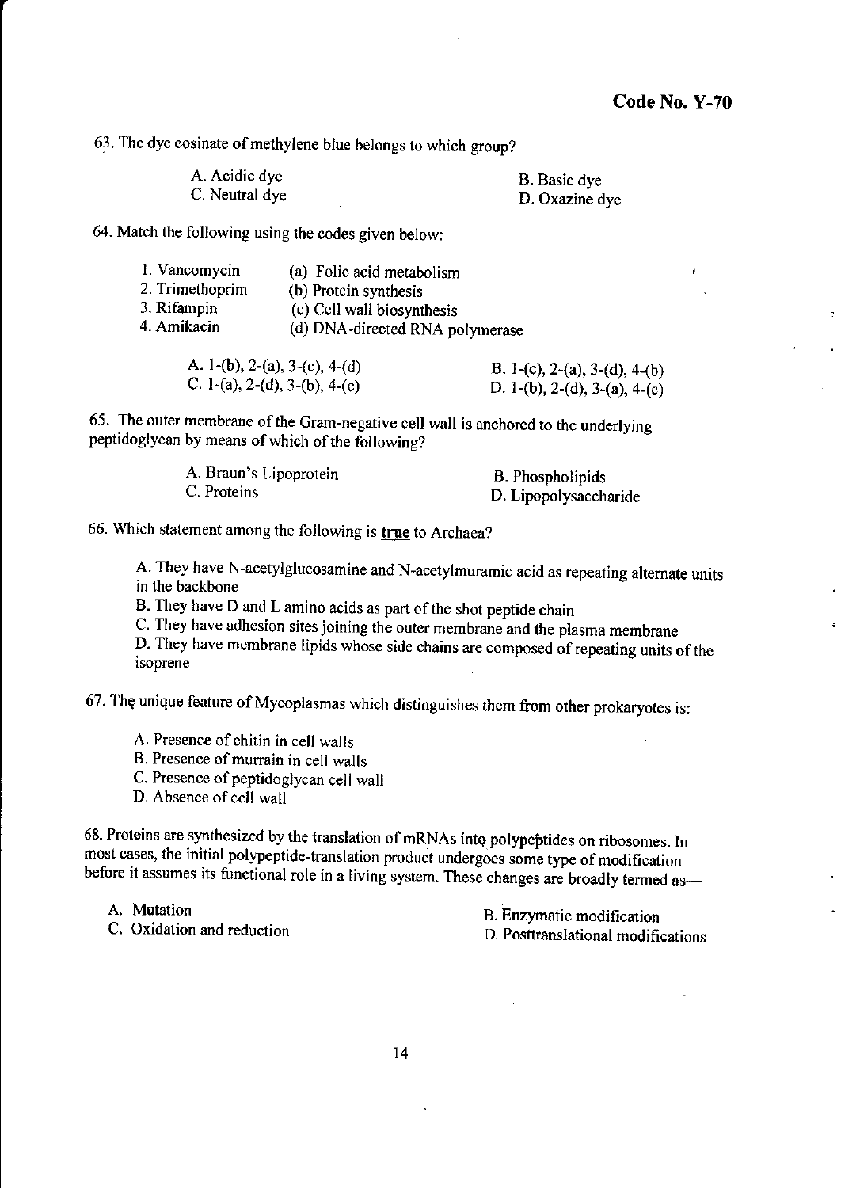**Code No. Y-70**

63. The dye eosinate of methylene blue belongs to which group?

A. Acidic dye
B. Basic dye
C. Neutral dye
D. Oxazine dye

64. Match the following using the codes given below:

1. Vancomycin (a) Folic acid metabolism
2. Trimethoprim (b) Protein synthesis
3. Rifampin (c) Cell wall biosynthesis
4. Amikacin (d) DNA-directed RNA polymerase

A. 1-(b), 2-(a), 3-(c), 4-(d)
B. 1-(c), 2-(a), 3-(d), 4-(b)
C. 1-(a), 2-(d), 3-(b), 4-(c)
D. 1-(b), 2-(d), 3-(a), 4-(c)

65. The outer membrane of the Gram-negative cell wall is anchored to the underlying peptidoglycan by means of which of the following?

A. Braun's Lipoprotein
B. Phospholipids
C. Proteins
D. Lipopolysaccharide

66. Which statement among the following is **true** to Archaea?

A. They have N-acetylglucosamine and N-acetylmuramic acid as repeating alternate units in the backbone
B. They have D and L amino acids as part of the shot peptide chain
C. They have adhesion sites joining the outer membrane and the plasma membrane
D. They have membrane lipids whose side chains are composed of repeating units of the isoprene

67. The unique feature of Mycoplasmas which distinguishes them from other prokaryotes is:

A. Presence of chitin in cell walls
B. Presence of murrain in cell walls
C. Presence of peptidoglycan cell wall
D. Absence of cell wall

68. Proteins are synthesized by the translation of mRNAs into polypeptides on ribosomes. In most cases, the initial polypeptide-translation product undergoes some type of modification before it assumes its functional role in a living system. These changes are broadly termed as—

A. Mutation
B. Enzymatic modification
C. Oxidation and reduction
D. Posttranslational modifications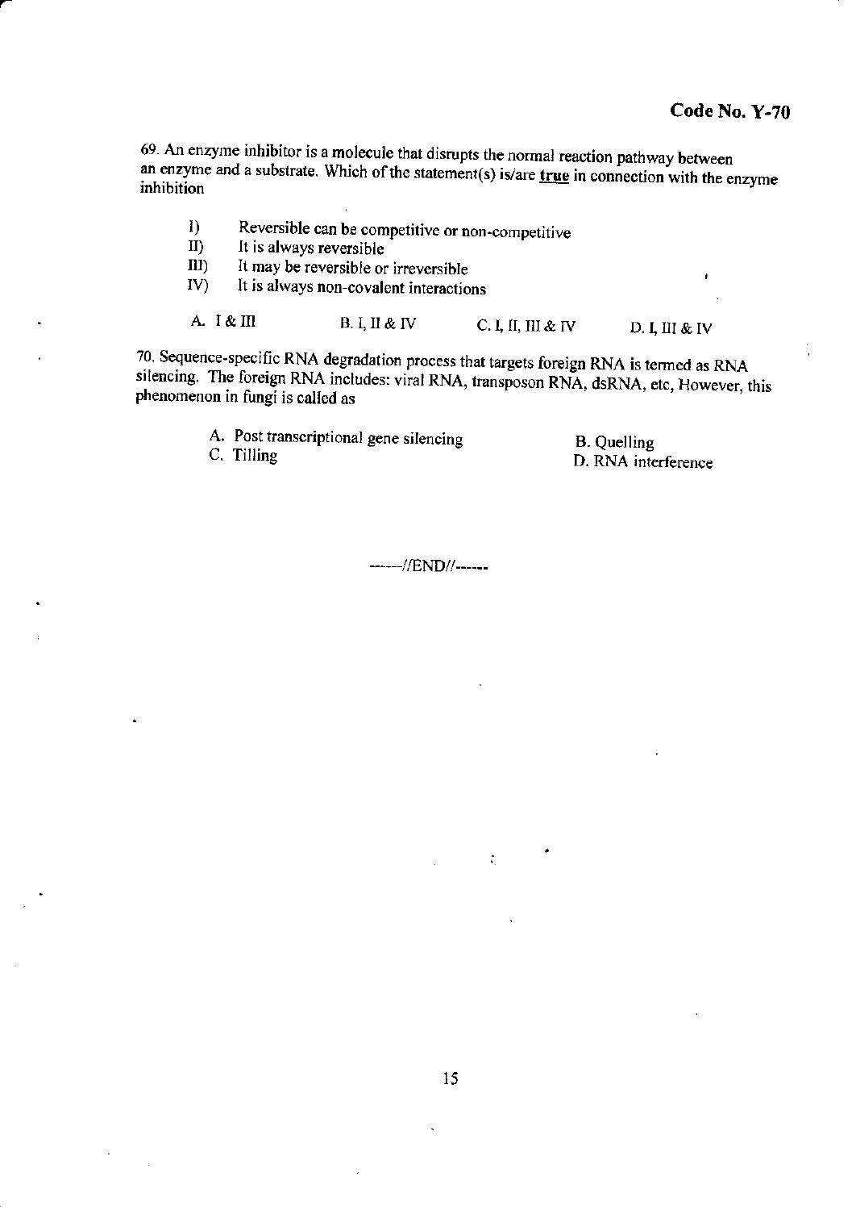69. An enzyme inhibitor is a molecule that disrupts the normal reaction pathway between an enzyme and a substrate. Which of the statement(s) is/are **true** in connection with the enzyme inhibition

I) Reversible can be competitive or non-competitive
II) It is always reversible
III) It may be reversible or irreversible
IV) It is always non-covalent interactions

A. I & III B. I, II & IV C. I, II, III & IV D. I, III & IV

70. Sequence-specific RNA degradation process that targets foreign RNA is termed as RNA silencing. The foreign RNA includes: viral RNA, transposon RNA, dsRNA, etc, However, this phenomenon in fungi is called as

A. Post transcriptional gene silencing
B. Quelling
C. Tilling
D. RNA interference

------//END//------